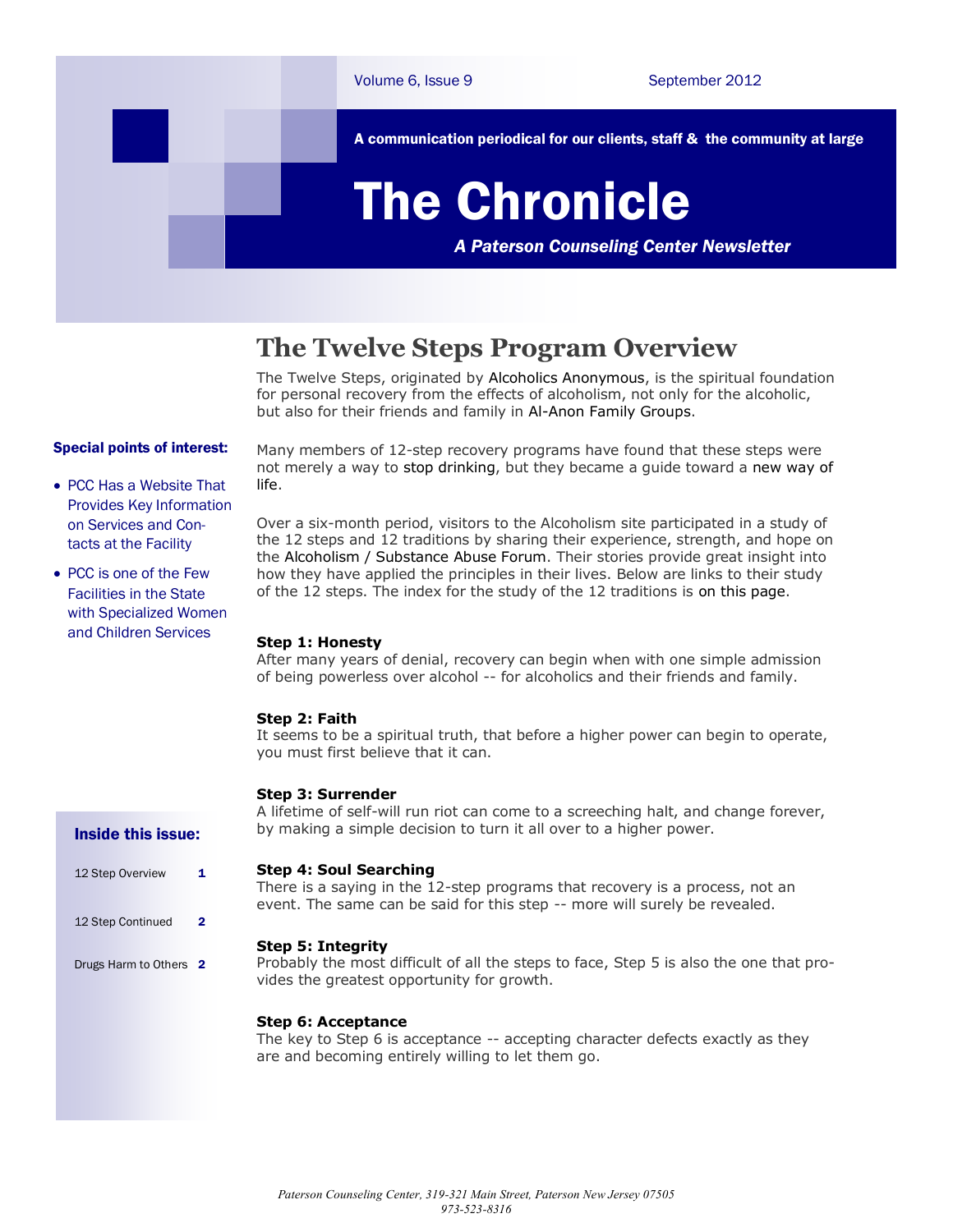A communication periodical for our clients, staff & the community at large

# The Chronicle

*A Paterson Counseling Center Newsletter*

Volume 6, Issue 9 — September 2012

**Special points of interest:**

- PCC Has a Website That Provides Key Information on Services and Contacts at the Facility
- PCC is one of the Few Facilities in the State with Specialized Women and Children Services

**Inside this issue:**

| | |
|---|---|
| 12 Step Overview | 1 |
| 12 Step Continued | 2 |
| Drugs Harm to Others | 2 |

## The Twelve Steps Program Overview

The Twelve Steps, originated by Alcoholics Anonymous, is the spiritual foundation for personal recovery from the effects of alcoholism, not only for the alcoholic, but also for their friends and family in Al-Anon Family Groups.

Many members of 12-step recovery programs have found that these steps were not merely a way to stop drinking, but they became a guide toward a new way of life.

Over a six-month period, visitors to the Alcoholism site participated in a study of the 12 steps and 12 traditions by sharing their experience, strength, and hope on the Alcoholism / Substance Abuse Forum. Their stories provide great insight into how they have applied the principles in their lives. Below are links to their study of the 12 steps. The index for the study of the 12 traditions is on this page.

**Step 1: Honesty**
After many years of denial, recovery can begin when with one simple admission of being powerless over alcohol -- for alcoholics and their friends and family.

**Step 2: Faith**
It seems to be a spiritual truth, that before a higher power can begin to operate, you must first believe that it can.

**Step 3: Surrender**
A lifetime of self-will run riot can come to a screeching halt, and change forever, by making a simple decision to turn it all over to a higher power.

**Step 4: Soul Searching**
There is a saying in the 12-step programs that recovery is a process, not an event. The same can be said for this step -- more will surely be revealed.

**Step 5: Integrity**
Probably the most difficult of all the steps to face, Step 5 is also the one that provides the greatest opportunity for growth.

**Step 6: Acceptance**
The key to Step 6 is acceptance -- accepting character defects exactly as they are and becoming entirely willing to let them go.

*Paterson Counseling Center, 319-321 Main Street, Paterson New Jersey 07505*
*973-523-8316*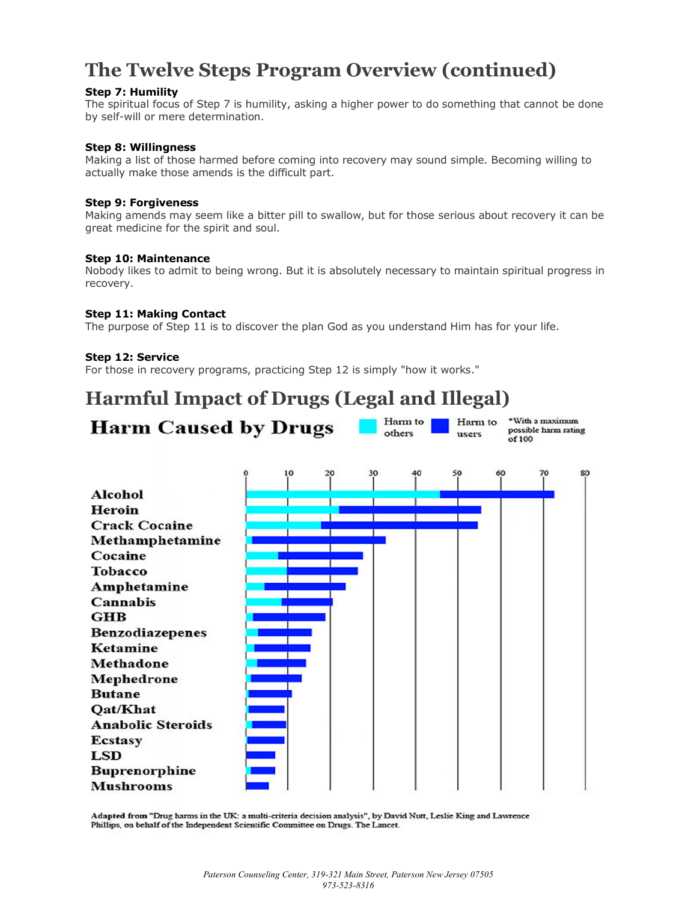# The Twelve Steps Program Overview (continued)

**Step 7: Humility**
The spiritual focus of Step 7 is humility, asking a higher power to do something that cannot be done by self-will or mere determination.

**Step 8: Willingness**
Making a list of those harmed before coming into recovery may sound simple. Becoming willing to actually make those amends is the difficult part.

**Step 9: Forgiveness**
Making amends may seem like a bitter pill to swallow, but for those serious about recovery it can be great medicine for the spirit and soul.

**Step 10: Maintenance**
Nobody likes to admit to being wrong. But it is absolutely necessary to maintain spiritual progress in recovery.

**Step 11: Making Contact**
The purpose of Step 11 is to discover the plan God as you understand Him has for your life.

**Step 12: Service**
For those in recovery programs, practicing Step 12 is simply "how it works."

# Harmful Impact of Drugs (Legal and Illegal)

Harm Caused by Drugs

Harm to others

Harm to users

*With a maximum possible harm rating of 100

0 10 20 30 40 50 60 70 80

Alcohol
Heroin
Crack Cocaine
Methamphetamine
Cocaine
Tobacco
Amphetamine
Cannabis
GHB
Benzodiazepenes
Ketamine
Methadone
Mephedrone
Butane
Qat/Khat
Anabolic Steroids
Ecstasy
LSD
Buprenorphine
Mushrooms

Adapted from "Drug harms in the UK: a multi-criteria decision analysis", by David Nutt, Leslie King and Lawrence Phillips, on behalf of the Independent Scientific Committee on Drugs. The Lancet.

*Paterson Counseling Center, 319-321 Main Street, Paterson New Jersey 07505*
*973-523-8316*